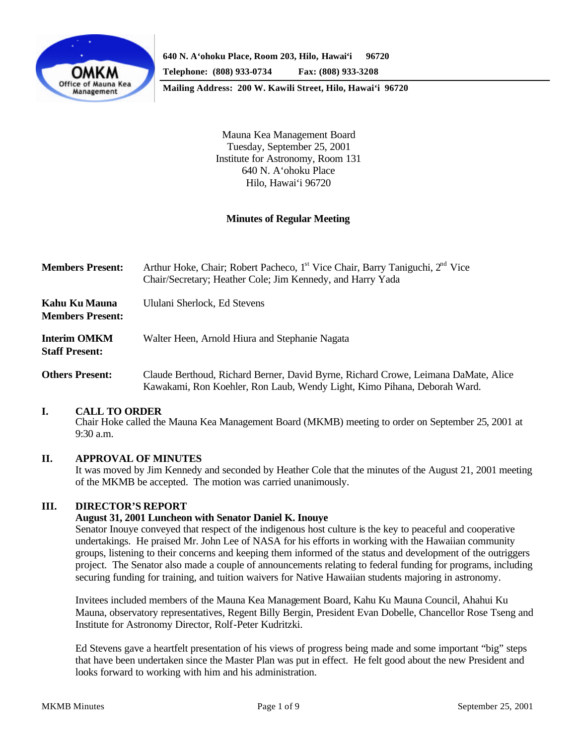**640 N. A'ohoku Place, Room 203, Hilo, Hawai'i 96720**
**Telephone: (808) 933-0734 Fax: (808) 933-3208**
**Mailing Address: 200 W. Kawili Street, Hilo, Hawai'i 96720**

Mauna Kea Management Board
Tuesday, September 25, 2001
Institute for Astronomy, Room 131
640 N. A'ohoku Place
Hilo, Hawai'i 96720

**Minutes of Regular Meeting**

**Members Present:** Arthur Hoke, Chair; Robert Pacheco, 1st Vice Chair, Barry Taniguchi, 2nd Vice Chair/Secretary; Heather Cole; Jim Kennedy, and Harry Yada

**Kahu Ku Mauna Members Present:** Ululani Sherlock, Ed Stevens

**Interim OMKM Staff Present:** Walter Heen, Arnold Hiura and Stephanie Nagata

**Others Present:** Claude Berthoud, Richard Berner, David Byrne, Richard Crowe, Leimana DaMate, Alice Kawakami, Ron Koehler, Ron Laub, Wendy Light, Kimo Pihana, Deborah Ward.

## I. CALL TO ORDER

Chair Hoke called the Mauna Kea Management Board (MKMB) meeting to order on September 25, 2001 at 9:30 a.m.

## II. APPROVAL OF MINUTES

It was moved by Jim Kennedy and seconded by Heather Cole that the minutes of the August 21, 2001 meeting of the MKMB be accepted. The motion was carried unanimously.

## III. DIRECTOR'S REPORT

**August 31, 2001 Luncheon with Senator Daniel K. Inouye**

Senator Inouye conveyed that respect of the indigenous host culture is the key to peaceful and cooperative undertakings. He praised Mr. John Lee of NASA for his efforts in working with the Hawaiian community groups, listening to their concerns and keeping them informed of the status and development of the outriggers project. The Senator also made a couple of announcements relating to federal funding for programs, including securing funding for training, and tuition waivers for Native Hawaiian students majoring in astronomy.

Invitees included members of the Mauna Kea Management Board, Kahu Ku Mauna Council, Ahahui Ku Mauna, observatory representatives, Regent Billy Bergin, President Evan Dobelle, Chancellor Rose Tseng and Institute for Astronomy Director, Rolf-Peter Kudritzki.

Ed Stevens gave a heartfelt presentation of his views of progress being made and some important "big" steps that have been undertaken since the Master Plan was put in effect. He felt good about the new President and looks forward to working with him and his administration.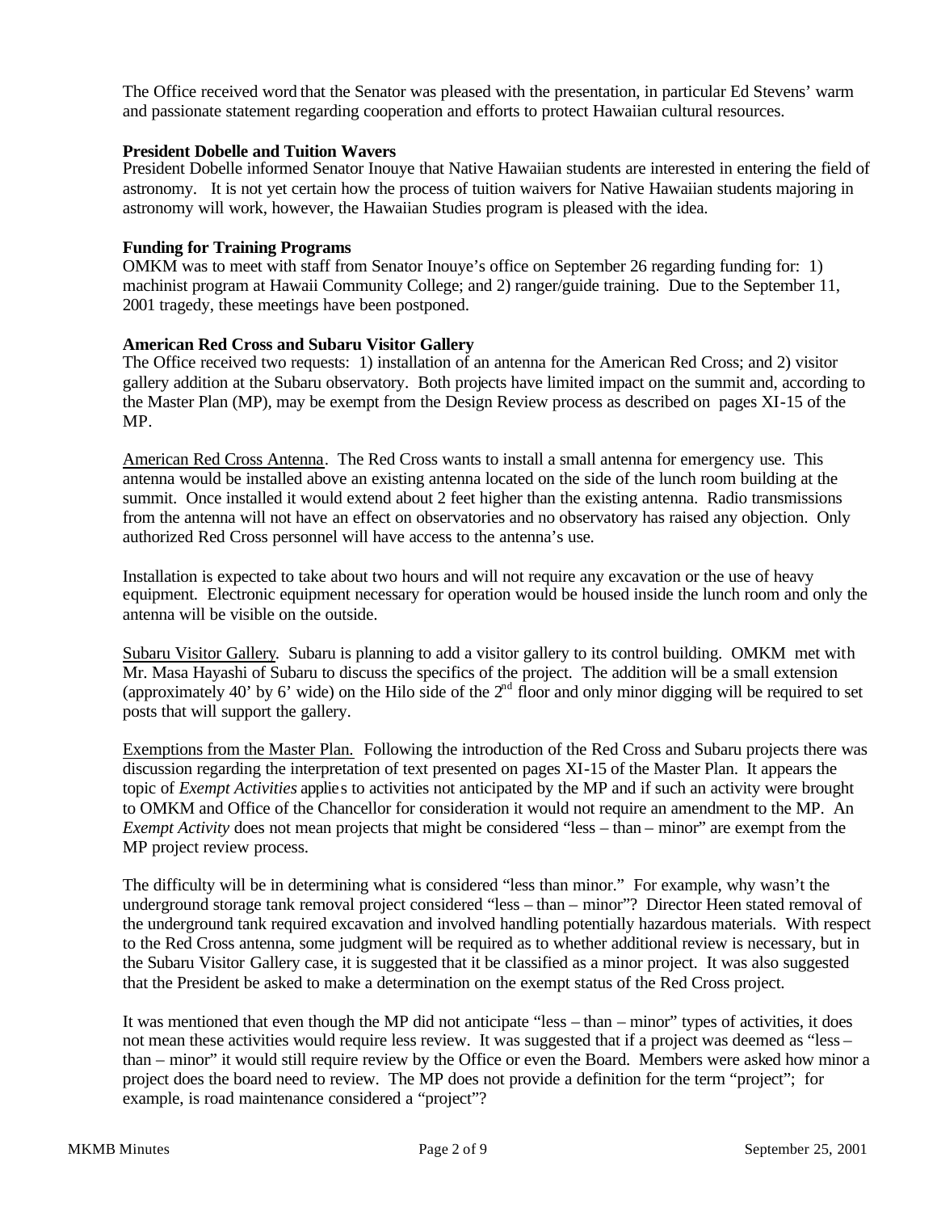The Office received word that the Senator was pleased with the presentation, in particular Ed Stevens' warm and passionate statement regarding cooperation and efforts to protect Hawaiian cultural resources.

**President Dobelle and Tuition Wavers**
President Dobelle informed Senator Inouye that Native Hawaiian students are interested in entering the field of astronomy. It is not yet certain how the process of tuition waivers for Native Hawaiian students majoring in astronomy will work, however, the Hawaiian Studies program is pleased with the idea.

**Funding for Training Programs**
OMKM was to meet with staff from Senator Inouye's office on September 26 regarding funding for: 1) machinist program at Hawaii Community College; and 2) ranger/guide training. Due to the September 11, 2001 tragedy, these meetings have been postponed.

**American Red Cross and Subaru Visitor Gallery**
The Office received two requests: 1) installation of an antenna for the American Red Cross; and 2) visitor gallery addition at the Subaru observatory. Both projects have limited impact on the summit and, according to the Master Plan (MP), may be exempt from the Design Review process as described on pages XI-15 of the MP.

American Red Cross Antenna. The Red Cross wants to install a small antenna for emergency use. This antenna would be installed above an existing antenna located on the side of the lunch room building at the summit. Once installed it would extend about 2 feet higher than the existing antenna. Radio transmissions from the antenna will not have an effect on observatories and no observatory has raised any objection. Only authorized Red Cross personnel will have access to the antenna's use.

Installation is expected to take about two hours and will not require any excavation or the use of heavy equipment. Electronic equipment necessary for operation would be housed inside the lunch room and only the antenna will be visible on the outside.

Subaru Visitor Gallery. Subaru is planning to add a visitor gallery to its control building. OMKM met with Mr. Masa Hayashi of Subaru to discuss the specifics of the project. The addition will be a small extension (approximately 40' by 6' wide) on the Hilo side of the 2nd floor and only minor digging will be required to set posts that will support the gallery.

Exemptions from the Master Plan. Following the introduction of the Red Cross and Subaru projects there was discussion regarding the interpretation of text presented on pages XI-15 of the Master Plan. It appears the topic of *Exempt Activities* applies to activities not anticipated by the MP and if such an activity were brought to OMKM and Office of the Chancellor for consideration it would not require an amendment to the MP. An *Exempt Activity* does not mean projects that might be considered "less – than – minor" are exempt from the MP project review process.

The difficulty will be in determining what is considered "less than minor." For example, why wasn't the underground storage tank removal project considered "less – than – minor"? Director Heen stated removal of the underground tank required excavation and involved handling potentially hazardous materials. With respect to the Red Cross antenna, some judgment will be required as to whether additional review is necessary, but in the Subaru Visitor Gallery case, it is suggested that it be classified as a minor project. It was also suggested that the President be asked to make a determination on the exempt status of the Red Cross project.

It was mentioned that even though the MP did not anticipate "less – than – minor" types of activities, it does not mean these activities would require less review. It was suggested that if a project was deemed as "less – than – minor" it would still require review by the Office or even the Board. Members were asked how minor a project does the board need to review. The MP does not provide a definition for the term "project"; for example, is road maintenance considered a "project"?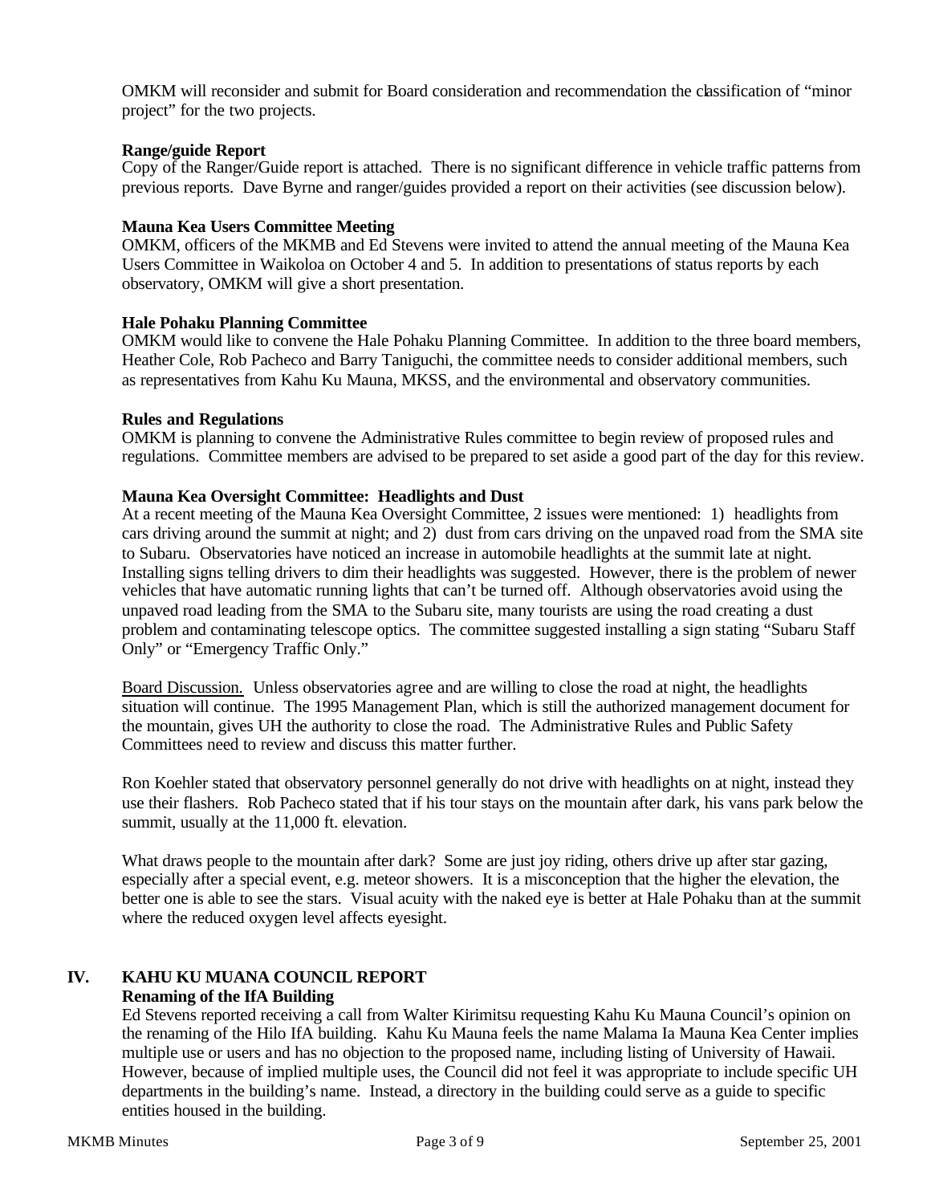OMKM will reconsider and submit for Board consideration and recommendation the classification of "minor project" for the two projects.

**Range/guide Report**
Copy of the Ranger/Guide report is attached. There is no significant difference in vehicle traffic patterns from previous reports. Dave Byrne and ranger/guides provided a report on their activities (see discussion below).

**Mauna Kea Users Committee Meeting**
OMKM, officers of the MKMB and Ed Stevens were invited to attend the annual meeting of the Mauna Kea Users Committee in Waikoloa on October 4 and 5. In addition to presentations of status reports by each observatory, OMKM will give a short presentation.

**Hale Pohaku Planning Committee**
OMKM would like to convene the Hale Pohaku Planning Committee. In addition to the three board members, Heather Cole, Rob Pacheco and Barry Taniguchi, the committee needs to consider additional members, such as representatives from Kahu Ku Mauna, MKSS, and the environmental and observatory communities.

**Rules and Regulations**
OMKM is planning to convene the Administrative Rules committee to begin review of proposed rules and regulations. Committee members are advised to be prepared to set aside a good part of the day for this review.

**Mauna Kea Oversight Committee: Headlights and Dust**
At a recent meeting of the Mauna Kea Oversight Committee, 2 issues were mentioned: 1) headlights from cars driving around the summit at night; and 2) dust from cars driving on the unpaved road from the SMA site to Subaru. Observatories have noticed an increase in automobile headlights at the summit late at night. Installing signs telling drivers to dim their headlights was suggested. However, there is the problem of newer vehicles that have automatic running lights that can't be turned off. Although observatories avoid using the unpaved road leading from the SMA to the Subaru site, many tourists are using the road creating a dust problem and contaminating telescope optics. The committee suggested installing a sign stating "Subaru Staff Only" or "Emergency Traffic Only."

Board Discussion. Unless observatories agree and are willing to close the road at night, the headlights situation will continue. The 1995 Management Plan, which is still the authorized management document for the mountain, gives UH the authority to close the road. The Administrative Rules and Public Safety Committees need to review and discuss this matter further.

Ron Koehler stated that observatory personnel generally do not drive with headlights on at night, instead they use their flashers. Rob Pacheco stated that if his tour stays on the mountain after dark, his vans park below the summit, usually at the 11,000 ft. elevation.

What draws people to the mountain after dark? Some are just joy riding, others drive up after star gazing, especially after a special event, e.g. meteor showers. It is a misconception that the higher the elevation, the better one is able to see the stars. Visual acuity with the naked eye is better at Hale Pohaku than at the summit where the reduced oxygen level affects eyesight.

## IV. KAHU KU MUANA COUNCIL REPORT

**Renaming of the IfA Building**
Ed Stevens reported receiving a call from Walter Kirimitsu requesting Kahu Ku Mauna Council's opinion on the renaming of the Hilo IfA building. Kahu Ku Mauna feels the name Malama Ia Mauna Kea Center implies multiple use or users and has no objection to the proposed name, including listing of University of Hawaii. However, because of implied multiple uses, the Council did not feel it was appropriate to include specific UH departments in the building's name. Instead, a directory in the building could serve as a guide to specific entities housed in the building.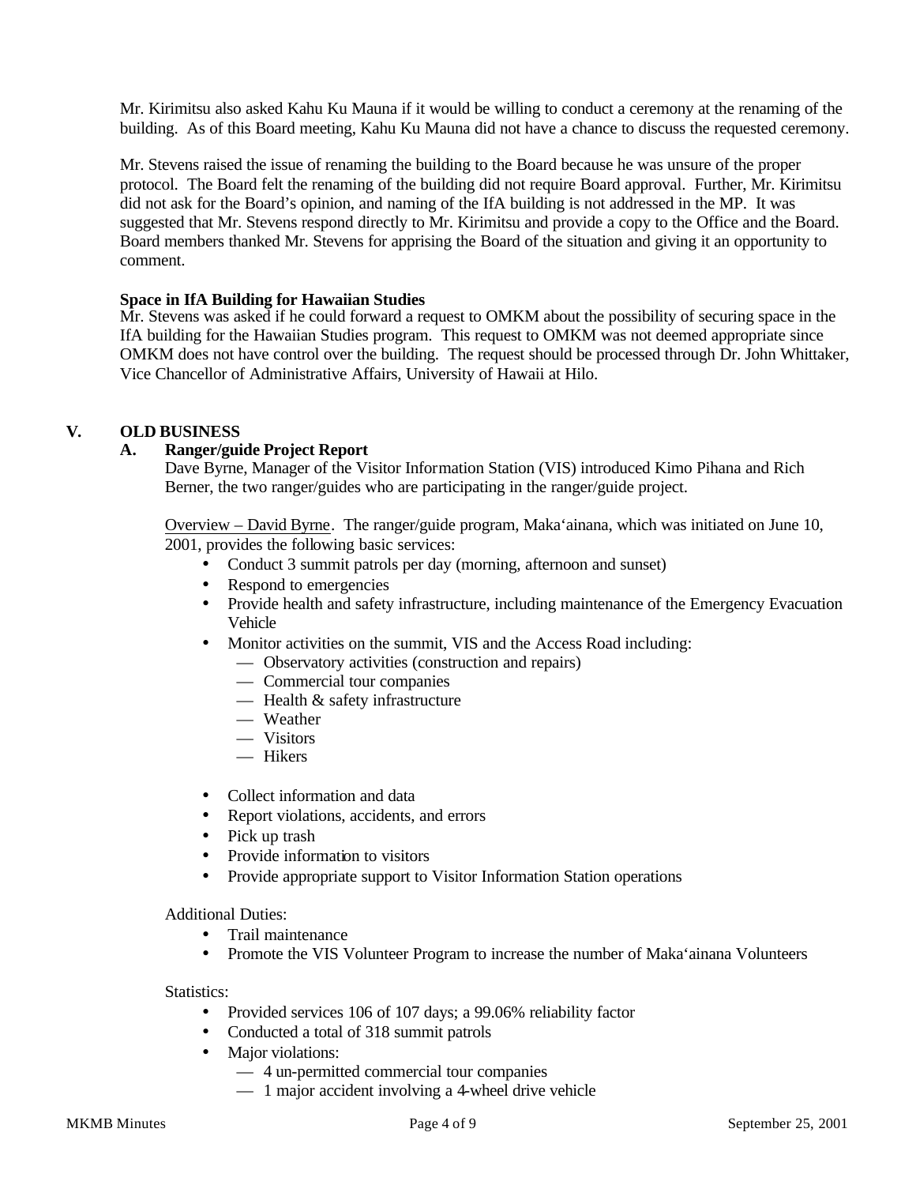Mr. Kirimitsu also asked Kahu Ku Mauna if it would be willing to conduct a ceremony at the renaming of the building. As of this Board meeting, Kahu Ku Mauna did not have a chance to discuss the requested ceremony.

Mr. Stevens raised the issue of renaming the building to the Board because he was unsure of the proper protocol. The Board felt the renaming of the building did not require Board approval. Further, Mr. Kirimitsu did not ask for the Board's opinion, and naming of the IfA building is not addressed in the MP. It was suggested that Mr. Stevens respond directly to Mr. Kirimitsu and provide a copy to the Office and the Board. Board members thanked Mr. Stevens for apprising the Board of the situation and giving it an opportunity to comment.

**Space in IfA Building for Hawaiian Studies**

Mr. Stevens was asked if he could forward a request to OMKM about the possibility of securing space in the IfA building for the Hawaiian Studies program. This request to OMKM was not deemed appropriate since OMKM does not have control over the building. The request should be processed through Dr. John Whittaker, Vice Chancellor of Administrative Affairs, University of Hawaii at Hilo.

## V. OLD BUSINESS

### A. Ranger/guide Project Report

Dave Byrne, Manager of the Visitor Information Station (VIS) introduced Kimo Pihana and Rich Berner, the two ranger/guides who are participating in the ranger/guide project.

Overview – David Byrne. The ranger/guide program, Maka'ainana, which was initiated on June 10, 2001, provides the following basic services:

- Conduct 3 summit patrols per day (morning, afternoon and sunset)
- Respond to emergencies
- Provide health and safety infrastructure, including maintenance of the Emergency Evacuation Vehicle
- Monitor activities on the summit, VIS and the Access Road including:
  - Observatory activities (construction and repairs)
  - Commercial tour companies
  - Health & safety infrastructure
  - Weather
  - Visitors
  - Hikers
- Collect information and data
- Report violations, accidents, and errors
- Pick up trash
- Provide information to visitors
- Provide appropriate support to Visitor Information Station operations

Additional Duties:

- Trail maintenance
- Promote the VIS Volunteer Program to increase the number of Maka'ainana Volunteers

Statistics:

- Provided services 106 of 107 days; a 99.06% reliability factor
- Conducted a total of 318 summit patrols
- Major violations:
  - 4 un-permitted commercial tour companies
  - 1 major accident involving a 4-wheel drive vehicle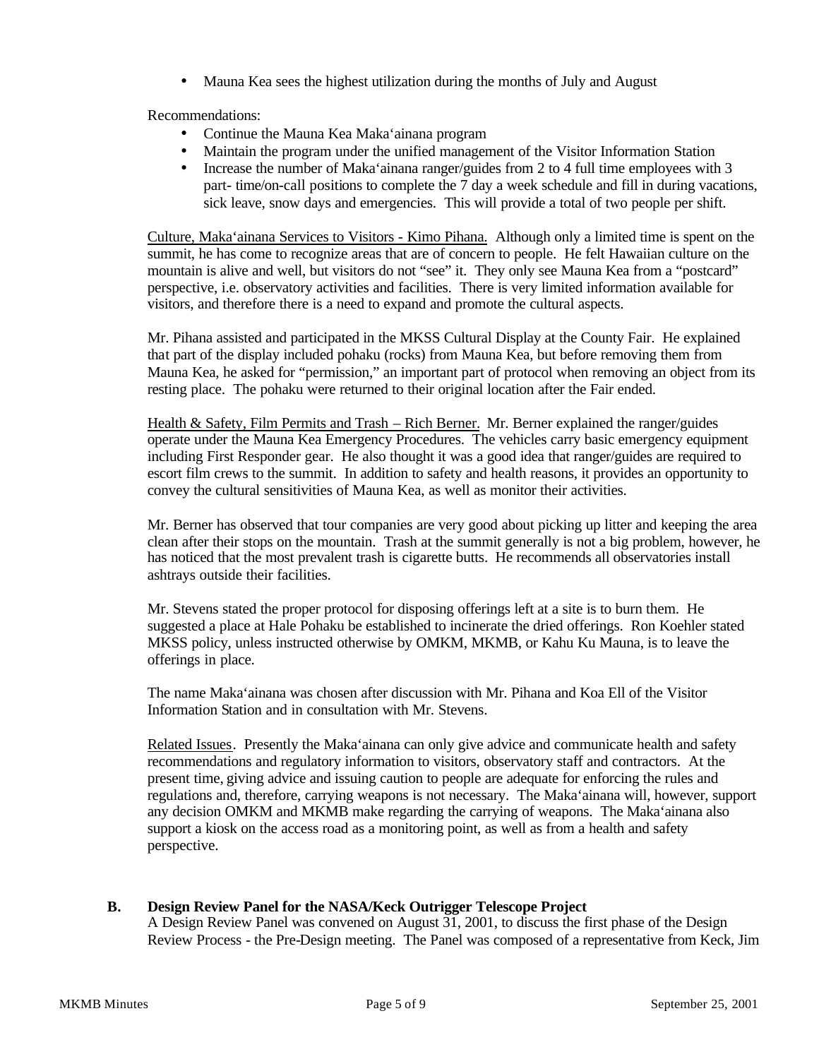- Mauna Kea sees the highest utilization during the months of July and August

Recommendations:

- Continue the Mauna Kea Maka'ainana program
- Maintain the program under the unified management of the Visitor Information Station
- Increase the number of Maka'ainana ranger/guides from 2 to 4 full time employees with 3 part- time/on-call positions to complete the 7 day a week schedule and fill in during vacations, sick leave, snow days and emergencies. This will provide a total of two people per shift.

Culture, Maka'ainana Services to Visitors - Kimo Pihana. Although only a limited time is spent on the summit, he has come to recognize areas that are of concern to people. He felt Hawaiian culture on the mountain is alive and well, but visitors do not "see" it. They only see Mauna Kea from a "postcard" perspective, i.e. observatory activities and facilities. There is very limited information available for visitors, and therefore there is a need to expand and promote the cultural aspects.

Mr. Pihana assisted and participated in the MKSS Cultural Display at the County Fair. He explained that part of the display included pohaku (rocks) from Mauna Kea, but before removing them from Mauna Kea, he asked for "permission," an important part of protocol when removing an object from its resting place. The pohaku were returned to their original location after the Fair ended.

Health & Safety, Film Permits and Trash – Rich Berner. Mr. Berner explained the ranger/guides operate under the Mauna Kea Emergency Procedures. The vehicles carry basic emergency equipment including First Responder gear. He also thought it was a good idea that ranger/guides are required to escort film crews to the summit. In addition to safety and health reasons, it provides an opportunity to convey the cultural sensitivities of Mauna Kea, as well as monitor their activities.

Mr. Berner has observed that tour companies are very good about picking up litter and keeping the area clean after their stops on the mountain. Trash at the summit generally is not a big problem, however, he has noticed that the most prevalent trash is cigarette butts. He recommends all observatories install ashtrays outside their facilities.

Mr. Stevens stated the proper protocol for disposing offerings left at a site is to burn them. He suggested a place at Hale Pohaku be established to incinerate the dried offerings. Ron Koehler stated MKSS policy, unless instructed otherwise by OMKM, MKMB, or Kahu Ku Mauna, is to leave the offerings in place.

The name Maka'ainana was chosen after discussion with Mr. Pihana and Koa Ell of the Visitor Information Station and in consultation with Mr. Stevens.

Related Issues. Presently the Maka'ainana can only give advice and communicate health and safety recommendations and regulatory information to visitors, observatory staff and contractors. At the present time, giving advice and issuing caution to people are adequate for enforcing the rules and regulations and, therefore, carrying weapons is not necessary. The Maka'ainana will, however, support any decision OMKM and MKMB make regarding the carrying of weapons. The Maka'ainana also support a kiosk on the access road as a monitoring point, as well as from a health and safety perspective.

**B. Design Review Panel for the NASA/Keck Outrigger Telescope Project**

A Design Review Panel was convened on August 31, 2001, to discuss the first phase of the Design Review Process - the Pre-Design meeting. The Panel was composed of a representative from Keck, Jim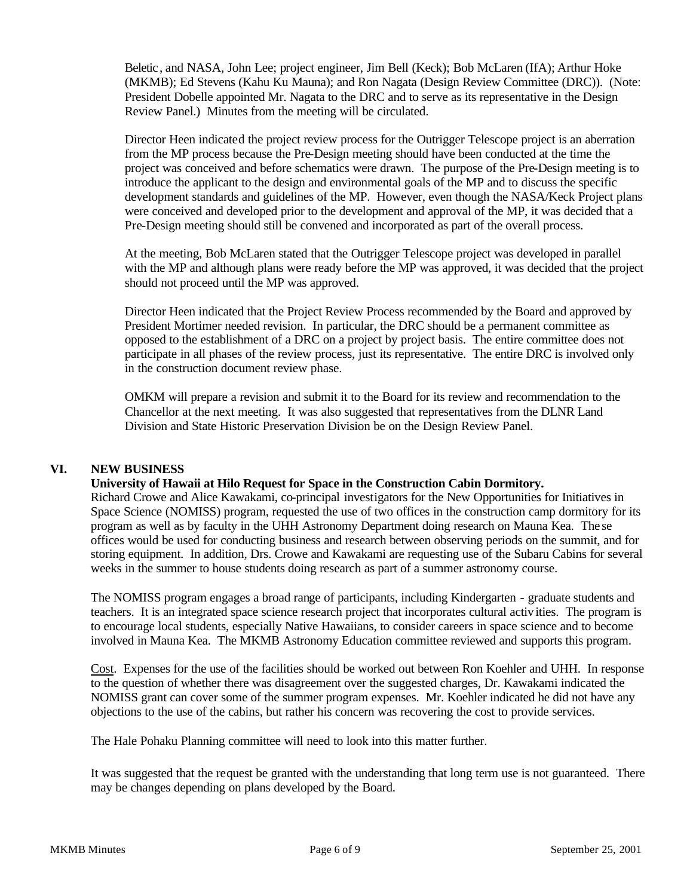Beletic, and NASA, John Lee; project engineer, Jim Bell (Keck); Bob McLaren (IfA); Arthur Hoke (MKMB); Ed Stevens (Kahu Ku Mauna); and Ron Nagata (Design Review Committee (DRC)). (Note: President Dobelle appointed Mr. Nagata to the DRC and to serve as its representative in the Design Review Panel.) Minutes from the meeting will be circulated.

Director Heen indicated the project review process for the Outrigger Telescope project is an aberration from the MP process because the Pre-Design meeting should have been conducted at the time the project was conceived and before schematics were drawn. The purpose of the Pre-Design meeting is to introduce the applicant to the design and environmental goals of the MP and to discuss the specific development standards and guidelines of the MP. However, even though the NASA/Keck Project plans were conceived and developed prior to the development and approval of the MP, it was decided that a Pre-Design meeting should still be convened and incorporated as part of the overall process.

At the meeting, Bob McLaren stated that the Outrigger Telescope project was developed in parallel with the MP and although plans were ready before the MP was approved, it was decided that the project should not proceed until the MP was approved.

Director Heen indicated that the Project Review Process recommended by the Board and approved by President Mortimer needed revision. In particular, the DRC should be a permanent committee as opposed to the establishment of a DRC on a project by project basis. The entire committee does not participate in all phases of the review process, just its representative. The entire DRC is involved only in the construction document review phase.

OMKM will prepare a revision and submit it to the Board for its review and recommendation to the Chancellor at the next meeting. It was also suggested that representatives from the DLNR Land Division and State Historic Preservation Division be on the Design Review Panel.

## VI. NEW BUSINESS

**University of Hawaii at Hilo Request for Space in the Construction Cabin Dormitory.**

Richard Crowe and Alice Kawakami, co-principal investigators for the New Opportunities for Initiatives in Space Science (NOMISS) program, requested the use of two offices in the construction camp dormitory for its program as well as by faculty in the UHH Astronomy Department doing research on Mauna Kea. These offices would be used for conducting business and research between observing periods on the summit, and for storing equipment. In addition, Drs. Crowe and Kawakami are requesting use of the Subaru Cabins for several weeks in the summer to house students doing research as part of a summer astronomy course.

The NOMISS program engages a broad range of participants, including Kindergarten - graduate students and teachers. It is an integrated space science research project that incorporates cultural activities. The program is to encourage local students, especially Native Hawaiians, to consider careers in space science and to become involved in Mauna Kea. The MKMB Astronomy Education committee reviewed and supports this program.

Cost. Expenses for the use of the facilities should be worked out between Ron Koehler and UHH. In response to the question of whether there was disagreement over the suggested charges, Dr. Kawakami indicated the NOMISS grant can cover some of the summer program expenses. Mr. Koehler indicated he did not have any objections to the use of the cabins, but rather his concern was recovering the cost to provide services.

The Hale Pohaku Planning committee will need to look into this matter further.

It was suggested that the request be granted with the understanding that long term use is not guaranteed. There may be changes depending on plans developed by the Board.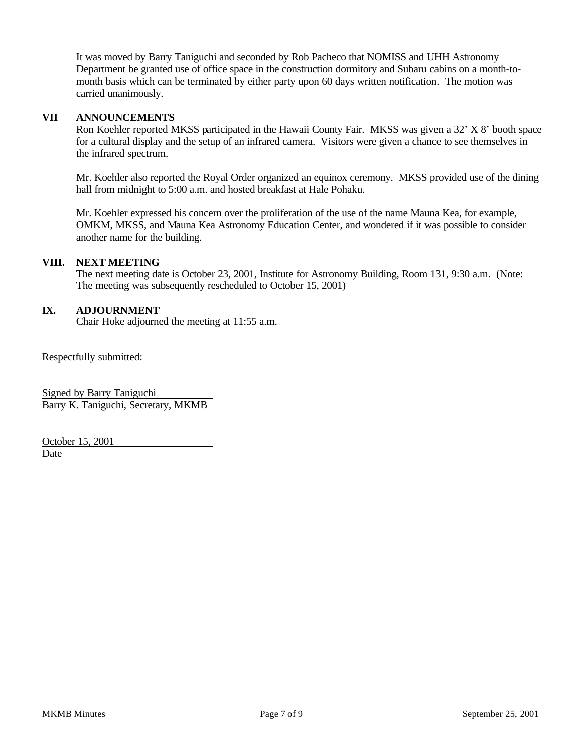It was moved by Barry Taniguchi and seconded by Rob Pacheco that NOMISS and UHH Astronomy Department be granted use of office space in the construction dormitory and Subaru cabins on a month-to-month basis which can be terminated by either party upon 60 days written notification. The motion was carried unanimously.

## VII ANNOUNCEMENTS

Ron Koehler reported MKSS participated in the Hawaii County Fair. MKSS was given a 32' X 8' booth space for a cultural display and the setup of an infrared camera. Visitors were given a chance to see themselves in the infrared spectrum.

Mr. Koehler also reported the Royal Order organized an equinox ceremony. MKSS provided use of the dining hall from midnight to 5:00 a.m. and hosted breakfast at Hale Pohaku.

Mr. Koehler expressed his concern over the proliferation of the use of the name Mauna Kea, for example, OMKM, MKSS, and Mauna Kea Astronomy Education Center, and wondered if it was possible to consider another name for the building.

## VIII. NEXT MEETING

The next meeting date is October 23, 2001, Institute for Astronomy Building, Room 131, 9:30 a.m. (Note: The meeting was subsequently rescheduled to October 15, 2001)

## IX. ADJOURNMENT

Chair Hoke adjourned the meeting at 11:55 a.m.

Respectfully submitted:

Signed by Barry Taniguchi
Barry K. Taniguchi, Secretary, MKMB

October 15, 2001
Date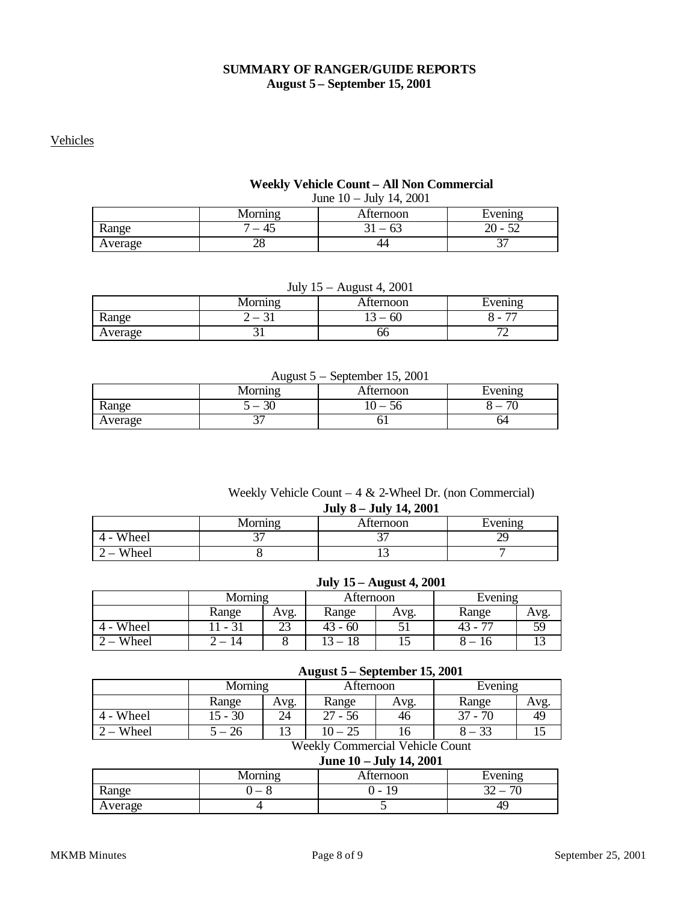**SUMMARY OF RANGER/GUIDE REPORTS**
**August 5 – September 15, 2001**

Vehicles

**Weekly Vehicle Count – All Non Commercial**

June 10 – July 14, 2001

| | Morning | Afternoon | Evening |
|---|---|---|---|
| Range | 7 – 45 | 31 – 63 | 20 - 52 |
| Average | 28 | 44 | 37 |

July 15 – August 4, 2001

| | Morning | Afternoon | Evening |
|---|---|---|---|
| Range | 2 – 31 | 13 – 60 | 8 - 77 |
| Average | 31 | 66 | 72 |

August 5 – September 15, 2001

| | Morning | Afternoon | Evening |
|---|---|---|---|
| Range | 5 – 30 | 10 – 56 | 8 – 70 |
| Average | 37 | 61 | 64 |

Weekly Vehicle Count – 4 & 2-Wheel Dr. (non Commercial)

**July 8 – July 14, 2001**

| | Morning | Afternoon | Evening |
|---|---|---|---|
| 4 - Wheel | 37 | 37 | 29 |
| 2 – Wheel | 8 | 13 | 7 |

**July 15 – August 4, 2001**

| | Morning | | Afternoon | | Evening | |
|---|---|---|---|---|---|---|
| | Range | Avg. | Range | Avg. | Range | Avg. |
| 4 - Wheel | 11 - 31 | 23 | 43 - 60 | 51 | 43 - 77 | 59 |
| 2 – Wheel | 2 – 14 | 8 | 13 – 18 | 15 | 8 – 16 | 13 |

**August 5 – September 15, 2001**

| | Morning | | Afternoon | | Evening | |
|---|---|---|---|---|---|---|
| | Range | Avg. | Range | Avg. | Range | Avg. |
| 4 - Wheel | 15 - 30 | 24 | 27 - 56 | 46 | 37 - 70 | 49 |
| 2 – Wheel | 5 – 26 | 13 | 10 – 25 | 16 | 8 – 33 | 15 |

Weekly Commercial Vehicle Count

**June 10 – July 14, 2001**

| | Morning | Afternoon | Evening |
|---|---|---|---|
| Range | 0 – 8 | 0 - 19 | 32 – 70 |
| Average | 4 | 5 | 49 |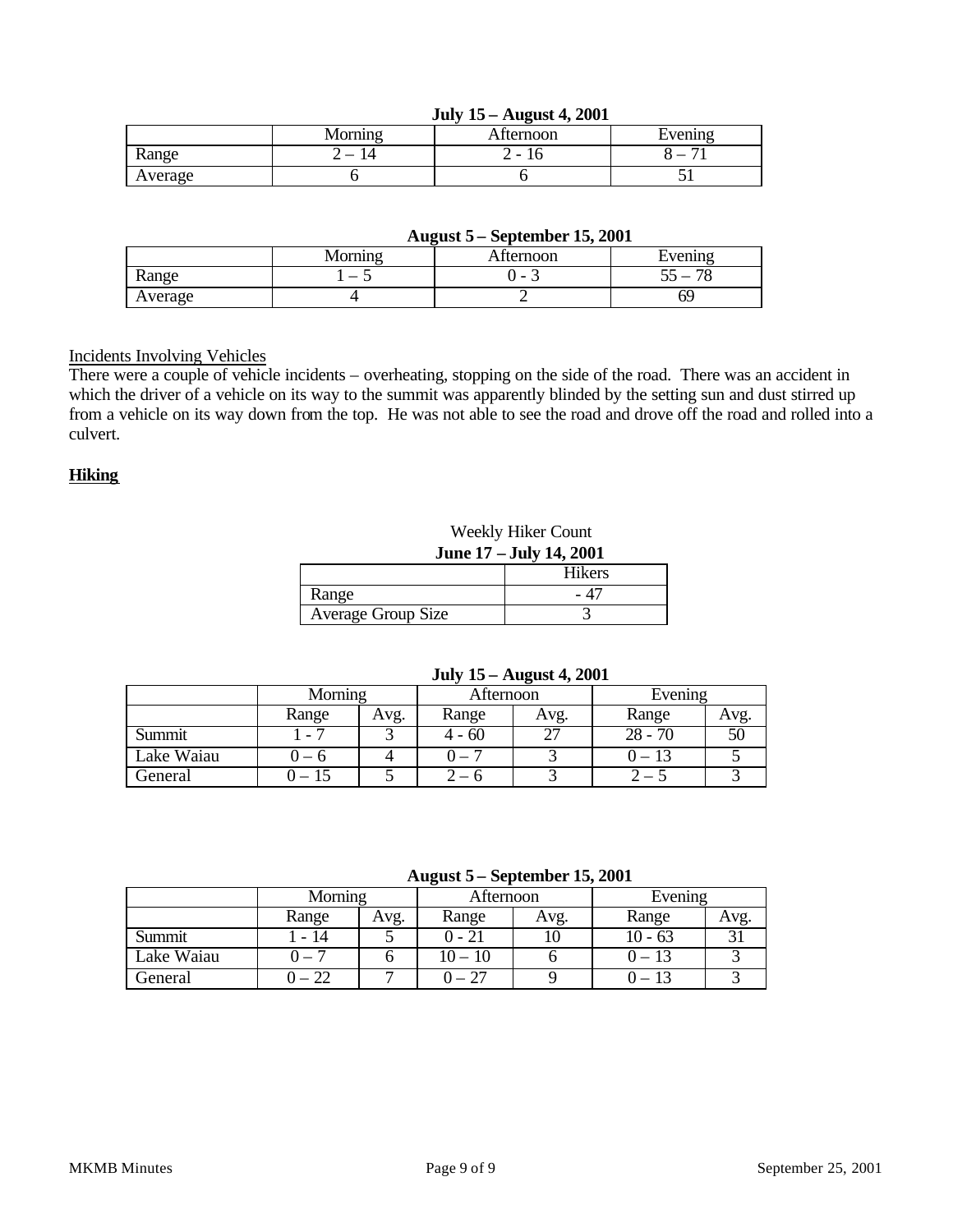**July 15 – August 4, 2001**

| | Morning | Afternoon | Evening |
|---|---|---|---|
| Range | 2 – 14 | 2 - 16 | 8 – 71 |
| Average | 6 | 6 | 51 |

**August 5 – September 15, 2001**

| | Morning | Afternoon | Evening |
|---|---|---|---|
| Range | 1 – 5 | 0 - 3 | 55 – 78 |
| Average | 4 | 2 | 69 |

Incidents Involving Vehicles

There were a couple of vehicle incidents – overheating, stopping on the side of the road. There was an accident in which the driver of a vehicle on its way to the summit was apparently blinded by the setting sun and dust stirred up from a vehicle on its way down from the top. He was not able to see the road and drove off the road and rolled into a culvert.

## Hiking

Weekly Hiker Count

**June 17 – July 14, 2001**

| | Hikers |
|---|---|
| Range | - 47 |
| Average Group Size | 3 |

**July 15 – August 4, 2001**

| | Morning | | Afternoon | | Evening | |
|---|---|---|---|---|---|---|
| | Range | Avg. | Range | Avg. | Range | Avg. |
| Summit | 1 - 7 | 3 | 4 - 60 | 27 | 28 - 70 | 50 |
| Lake Waiau | 0 – 6 | 4 | 0 – 7 | 3 | 0 – 13 | 5 |
| General | 0 – 15 | 5 | 2 – 6 | 3 | 2 – 5 | 3 |

**August 5 – September 15, 2001**

| | Morning | | Afternoon | | Evening | |
|---|---|---|---|---|---|---|
| | Range | Avg. | Range | Avg. | Range | Avg. |
| Summit | 1 - 14 | 5 | 0 - 21 | 10 | 10 - 63 | 31 |
| Lake Waiau | 0 – 7 | 6 | 10 – 10 | 6 | 0 – 13 | 3 |
| General | 0 – 22 | 7 | 0 – 27 | 9 | 0 – 13 | 3 |